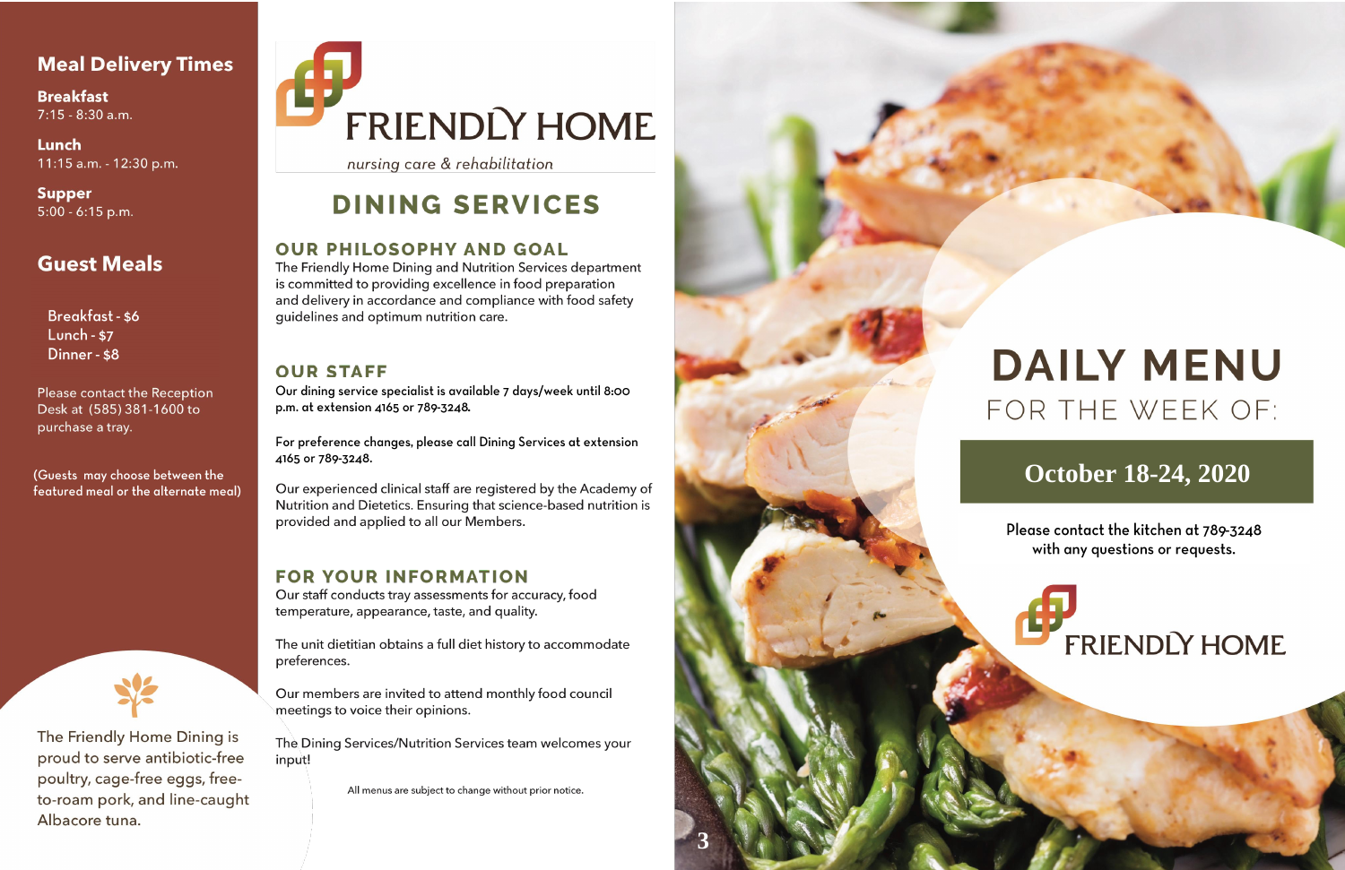## Meal Delivery Times

**Breakfast**
7:15 - 8:30 a.m.

**Lunch**
11:15 a.m. - 12:30 p.m.

**Supper**
5:00 - 6:15 p.m.

## Guest Meals

Breakfast - $6
Lunch - $7
Dinner - $8

Please contact the Reception Desk at (585) 381-1600 to purchase a tray.

(Guests may choose between the featured meal or the alternate meal)

The Friendly Home Dining is proud to serve antibiotic-free poultry, cage-free eggs, free-to-roam pork, and line-caught Albacore tuna.

FRIENDLY HOME

*nursing care & rehabilitation*

# DINING SERVICES

## OUR PHILOSOPHY AND GOAL

The Friendly Home Dining and Nutrition Services department is committed to providing excellence in food preparation and delivery in accordance and compliance with food safety guidelines and optimum nutrition care.

## OUR STAFF

Our dining service specialist is available 7 days/week until 8:00 p.m. at extension 4165 or 789-3248.

For preference changes, please call Dining Services at extension 4165 or 789-3248.

Our experienced clinical staff are registered by the Academy of Nutrition and Dietetics. Ensuring that science-based nutrition is provided and applied to all our Members.

## FOR YOUR INFORMATION

Our staff conducts tray assessments for accuracy, food temperature, appearance, taste, and quality.

The unit dietitian obtains a full diet history to accommodate preferences.

Our members are invited to attend monthly food council meetings to voice their opinions.

The Dining Services/Nutrition Services team welcomes your input!

All menus are subject to change without prior notice.

# DAILY MENU

FOR THE WEEK OF:

**October 18-24, 2020**

Please contact the kitchen at 789-3248 with any questions or requests.

FRIENDLY HOME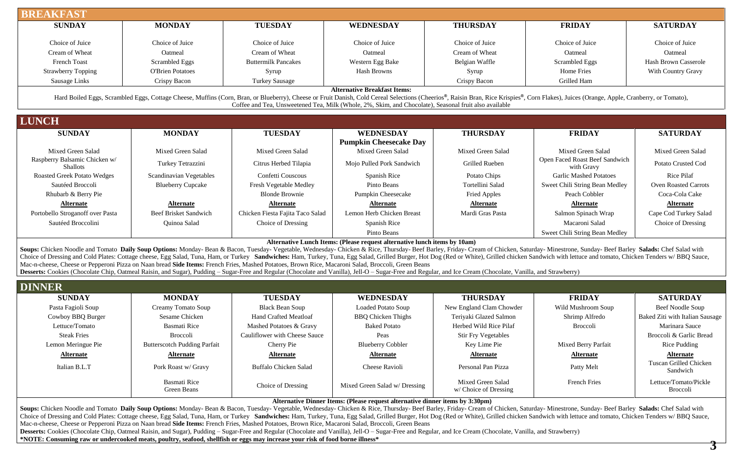## BREAKFAST

| SUNDAY | MONDAY | TUESDAY | WEDNESDAY | THURSDAY | FRIDAY | SATURDAY |
|---|---|---|---|---|---|---|
| Choice of Juice | Choice of Juice | Choice of Juice | Choice of Juice | Choice of Juice | Choice of Juice | Choice of Juice |
| Cream of Wheat | Oatmeal | Cream of Wheat | Oatmeal | Cream of Wheat | Oatmeal | Oatmeal |
| French Toast | Scrambled Eggs | Buttermilk Pancakes | Western Egg Bake | Belgian Waffle | Scrambled Eggs | Hash Brown Casserole |
| Strawberry Topping | O'Brien Potatoes | Syrup | Hash Browns | Syrup | Home Fries | With Country Gravy |
| Sausage Links | Crispy Bacon | Turkey Sausage | | Crispy Bacon | Grilled Ham | |

**Alternative Breakfast Items:**

Hard Boiled Eggs, Scrambled Eggs, Cottage Cheese, Muffins (Corn, Bran, or Blueberry), Cheese or Fruit Danish, Cold Cereal Selections (Cheerios®, Raisin Bran, Rice Krispies®, Corn Flakes), Juices (Orange, Apple, Cranberry, or Tomato), Coffee and Tea, Unsweetened Tea, Milk (Whole, 2%, Skim, and Chocolate), Seasonal fruit also available

## LUNCH

| SUNDAY | MONDAY | TUESDAY | WEDNESDAY **Pumpkin Cheesecake Day** | THURSDAY | FRIDAY | SATURDAY |
|---|---|---|---|---|---|---|
| Mixed Green Salad | Mixed Green Salad | Mixed Green Salad | Mixed Green Salad | Mixed Green Salad | Mixed Green Salad | Mixed Green Salad |
| Raspberry Balsamic Chicken w/ Shallots | Turkey Tetrazzini | Citrus Herbed Tilapia | Mojo Pulled Pork Sandwich | Grilled Rueben | Open Faced Roast Beef Sandwich with Gravy | Potato Crusted Cod |
| Roasted Greek Potato Wedges | Scandinavian Vegetables | Confetti Couscous | Spanish Rice | Potato Chips | Garlic Mashed Potatoes | Rice Pilaf |
| Sautéed Broccoli | Blueberry Cupcake | Fresh Vegetable Medley | Pinto Beans | Tortellini Salad | Sweet Chili String Bean Medley | Oven Roasted Carrots |
| Rhubarb & Berry Pie | | Blonde Brownie | Pumpkin Cheesecake | Fried Apples | Peach Cobbler | Coca-Cola Cake |
| **Alternate** | **Alternate** | **Alternate** | **Alternate** | **Alternate** | **Alternate** | **Alternate** |
| Portobello Stroganoff over Pasta | Beef Brisket Sandwich | Chicken Fiesta Fajita Taco Salad | Lemon Herb Chicken Breast | Mardi Gras Pasta | Salmon Spinach Wrap | Cape Cod Turkey Salad |
| Sautéed Broccolini | Quinoa Salad | Choice of Dressing | Spanish Rice | | Macaroni Salad | Choice of Dressing |
| | | | Pinto Beans | | Sweet Chili String Bean Medley | |

**Alternative Lunch Items: (Please request alternative lunch items by 10am)**

**Soups:** Chicken Noodle and Tomato **Daily Soup Options:** Monday- Bean & Bacon, Tuesday- Vegetable, Wednesday- Chicken & Rice, Thursday- Beef Barley, Friday- Cream of Chicken, Saturday- Minestrone, Sunday- Beef Barley **Salads:** Chef Salad with Choice of Dressing and Cold Plates: Cottage cheese, Egg Salad, Tuna, Ham, or Turkey **Sandwiches:** Ham, Turkey, Tuna, Egg Salad, Grilled Burger, Hot Dog (Red or White), Grilled chicken Sandwich with lettuce and tomato, Chicken Tenders w/ BBQ Sauce, Mac-n-cheese, Cheese or Pepperoni Pizza on Naan bread **Side Items:** French Fries, Mashed Potatoes, Brown Rice, Macaroni Salad, Broccoli, Green Beans

**Desserts:** Cookies (Chocolate Chip, Oatmeal Raisin, and Sugar), Pudding – Sugar-Free and Regular (Chocolate and Vanilla), Jell-O – Sugar-Free and Regular, and Ice Cream (Chocolate, Vanilla, and Strawberry)

## DINNER

| SUNDAY | MONDAY | TUESDAY | WEDNESDAY | THURSDAY | FRIDAY | SATURDAY |
|---|---|---|---|---|---|---|
| Pasta Fagioli Soup | Creamy Tomato Soup | Black Bean Soup | Loaded Potato Soup | New England Clam Chowder | Wild Mushroom Soup | Beef Noodle Soup |
| Cowboy BBQ Burger | Sesame Chicken | Hand Crafted Meatloaf | BBQ Chicken Thighs | Teriyaki Glazed Salmon | Shrimp Alfredo | Baked Ziti with Italian Sausage |
| Lettuce/Tomato | Basmati Rice | Mashed Potatoes & Gravy | Baked Potato | Herbed Wild Rice Pilaf | Broccoli | Marinara Sauce |
| Steak Fries | Broccoli | Cauliflower with Cheese Sauce | Peas | Stir Fry Vegetables | | Broccoli & Garlic Bread |
| Lemon Meringue Pie | Butterscotch Pudding Parfait | Cherry Pie | Blueberry Cobbler | Key Lime Pie | Mixed Berry Parfait | Rice Pudding |
| **Alternate** | **Alternate** | **Alternate** | **Alternate** | **Alternate** | **Alternate** | **Alternate** |
| Italian B.L.T | Pork Roast w/ Gravy | Buffalo Chicken Salad | Cheese Ravioli | Personal Pan Pizza | Patty Melt | Tuscan Grilled Chicken Sandwich |
| | Basmati Rice Green Beans | Choice of Dressing | Mixed Green Salad w/ Dressing | Mixed Green Salad w/ Choice of Dressing | French Fries | Lettuce/Tomato/Pickle Broccoli |

**Alternative Dinner Items: (Please request alternative dinner items by 3:30pm)**

**Soups:** Chicken Noodle and Tomato **Daily Soup Options:** Monday- Bean & Bacon, Tuesday- Vegetable, Wednesday- Chicken & Rice, Thursday- Beef Barley, Friday- Cream of Chicken, Saturday- Minestrone, Sunday- Beef Barley **Salads:** Chef Salad with Choice of Dressing and Cold Plates: Cottage cheese, Egg Salad, Tuna, Ham, or Turkey **Sandwiches:** Ham, Turkey, Tuna, Egg Salad, Grilled Burger, Hot Dog (Red or White), Grilled chicken Sandwich with lettuce and tomato, Chicken Tenders w/ BBQ Sauce, Mac-n-cheese, Cheese or Pepperoni Pizza on Naan bread **Side Items:** French Fries, Mashed Potatoes, Brown Rice, Macaroni Salad, Broccoli, Green Beans

**Desserts:** Cookies (Chocolate Chip, Oatmeal Raisin, and Sugar), Pudding – Sugar-Free and Regular (Chocolate and Vanilla), Jell-O – Sugar-Free and Regular, and Ice Cream (Chocolate, Vanilla, and Strawberry)

**\*NOTE: Consuming raw or undercooked meats, poultry, seafood, shellfish or eggs may increase your risk of food borne illness\***